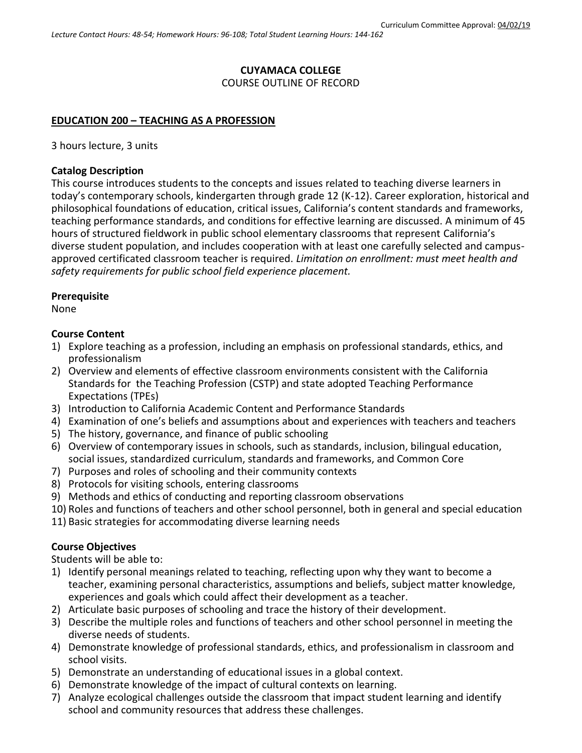Curriculum Committee Approval: 04/02/19

*Lecture Contact Hours: 48-54; Homework Hours: 96-108; Total Student Learning Hours: 144-162*

**CUYAMACA COLLEGE**
COURSE OUTLINE OF RECORD

## EDUCATION 200 – TEACHING AS A PROFESSION

3 hours lecture, 3 units

### Catalog Description

This course introduces students to the concepts and issues related to teaching diverse learners in today's contemporary schools, kindergarten through grade 12 (K-12). Career exploration, historical and philosophical foundations of education, critical issues, California's content standards and frameworks, teaching performance standards, and conditions for effective learning are discussed. A minimum of 45 hours of structured fieldwork in public school elementary classrooms that represent California's diverse student population, and includes cooperation with at least one carefully selected and campus-approved certificated classroom teacher is required. *Limitation on enrollment: must meet health and safety requirements for public school field experience placement.*

### Prerequisite

None

### Course Content

1) Explore teaching as a profession, including an emphasis on professional standards, ethics, and professionalism
2) Overview and elements of effective classroom environments consistent with the California Standards for the Teaching Profession (CSTP) and state adopted Teaching Performance Expectations (TPEs)
3) Introduction to California Academic Content and Performance Standards
4) Examination of one's beliefs and assumptions about and experiences with teachers and teachers
5) The history, governance, and finance of public schooling
6) Overview of contemporary issues in schools, such as standards, inclusion, bilingual education, social issues, standardized curriculum, standards and frameworks, and Common Core
7) Purposes and roles of schooling and their community contexts
8) Protocols for visiting schools, entering classrooms
9) Methods and ethics of conducting and reporting classroom observations
10) Roles and functions of teachers and other school personnel, both in general and special education
11) Basic strategies for accommodating diverse learning needs

### Course Objectives

Students will be able to:

1) Identify personal meanings related to teaching, reflecting upon why they want to become a teacher, examining personal characteristics, assumptions and beliefs, subject matter knowledge, experiences and goals which could affect their development as a teacher.
2) Articulate basic purposes of schooling and trace the history of their development.
3) Describe the multiple roles and functions of teachers and other school personnel in meeting the diverse needs of students.
4) Demonstrate knowledge of professional standards, ethics, and professionalism in classroom and school visits.
5) Demonstrate an understanding of educational issues in a global context.
6) Demonstrate knowledge of the impact of cultural contexts on learning.
7) Analyze ecological challenges outside the classroom that impact student learning and identify school and community resources that address these challenges.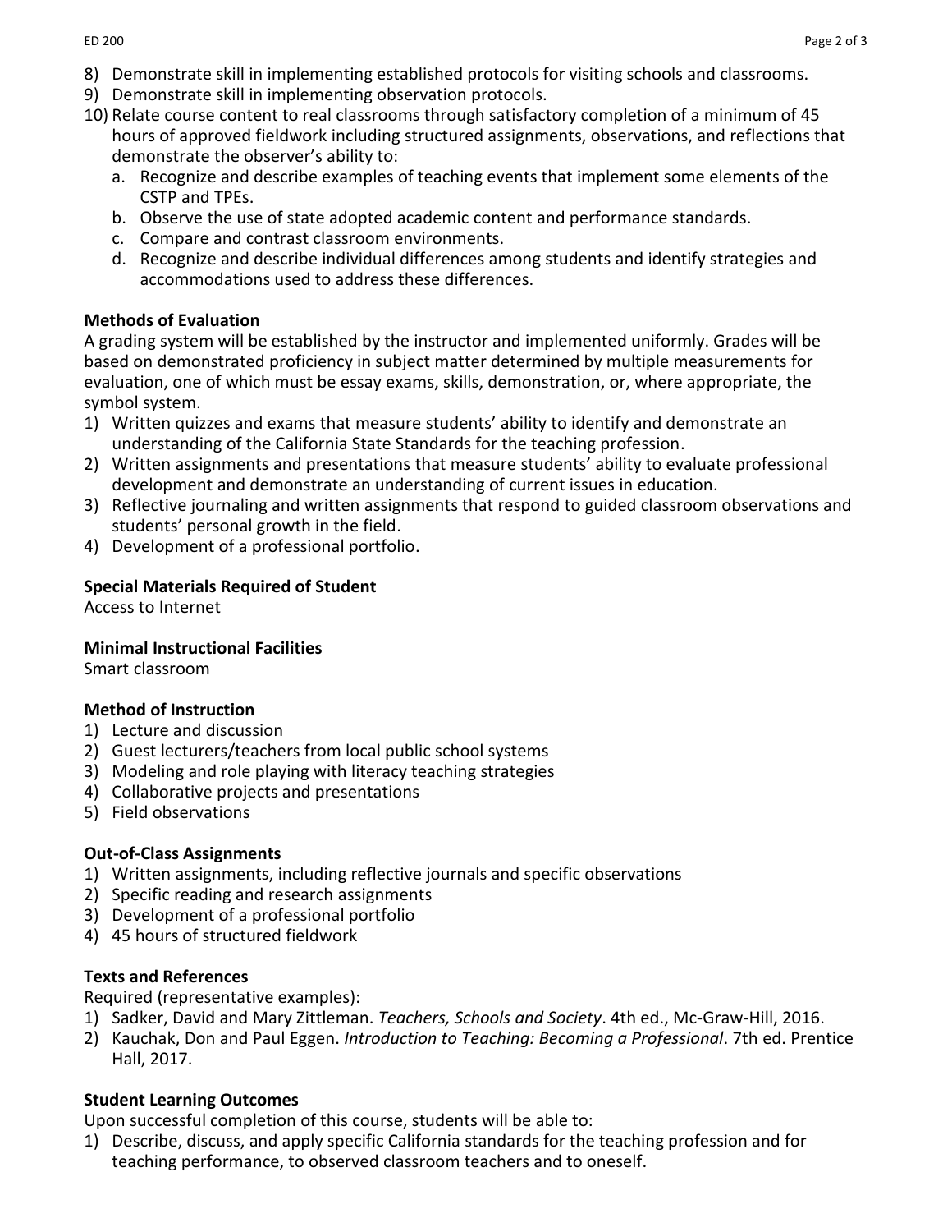8) Demonstrate skill in implementing established protocols for visiting schools and classrooms.
9) Demonstrate skill in implementing observation protocols.
10) Relate course content to real classrooms through satisfactory completion of a minimum of 45 hours of approved fieldwork including structured assignments, observations, and reflections that demonstrate the observer's ability to:
    a. Recognize and describe examples of teaching events that implement some elements of the CSTP and TPEs.
    b. Observe the use of state adopted academic content and performance standards.
    c. Compare and contrast classroom environments.
    d. Recognize and describe individual differences among students and identify strategies and accommodations used to address these differences.

**Methods of Evaluation**

A grading system will be established by the instructor and implemented uniformly. Grades will be based on demonstrated proficiency in subject matter determined by multiple measurements for evaluation, one of which must be essay exams, skills, demonstration, or, where appropriate, the symbol system.

1) Written quizzes and exams that measure students' ability to identify and demonstrate an understanding of the California State Standards for the teaching profession.
2) Written assignments and presentations that measure students' ability to evaluate professional development and demonstrate an understanding of current issues in education.
3) Reflective journaling and written assignments that respond to guided classroom observations and students' personal growth in the field.
4) Development of a professional portfolio.

**Special Materials Required of Student**

Access to Internet

**Minimal Instructional Facilities**

Smart classroom

**Method of Instruction**

1) Lecture and discussion
2) Guest lecturers/teachers from local public school systems
3) Modeling and role playing with literacy teaching strategies
4) Collaborative projects and presentations
5) Field observations

**Out-of-Class Assignments**

1) Written assignments, including reflective journals and specific observations
2) Specific reading and research assignments
3) Development of a professional portfolio
4) 45 hours of structured fieldwork

**Texts and References**

Required (representative examples):

1) Sadker, David and Mary Zittleman. *Teachers, Schools and Society*. 4th ed., Mc-Graw-Hill, 2016.
2) Kauchak, Don and Paul Eggen. *Introduction to Teaching: Becoming a Professional*. 7th ed. Prentice Hall, 2017.

**Student Learning Outcomes**

Upon successful completion of this course, students will be able to:

1) Describe, discuss, and apply specific California standards for the teaching profession and for teaching performance, to observed classroom teachers and to oneself.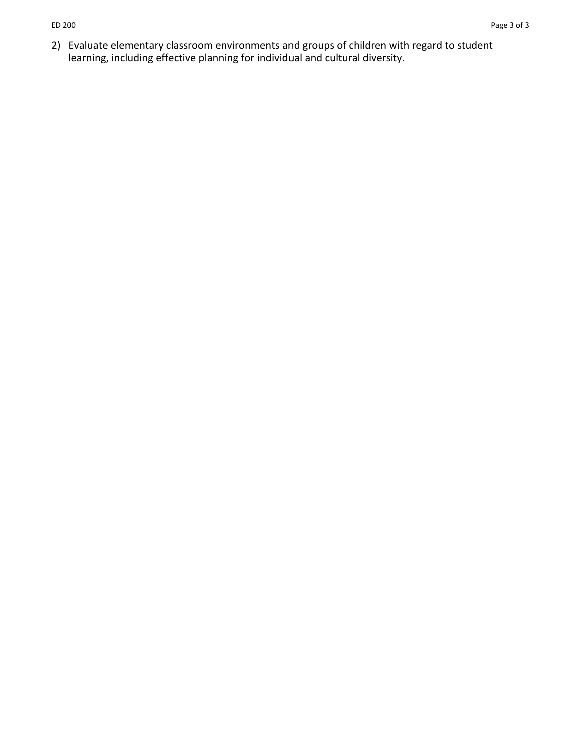2) Evaluate elementary classroom environments and groups of children with regard to student learning, including effective planning for individual and cultural diversity.